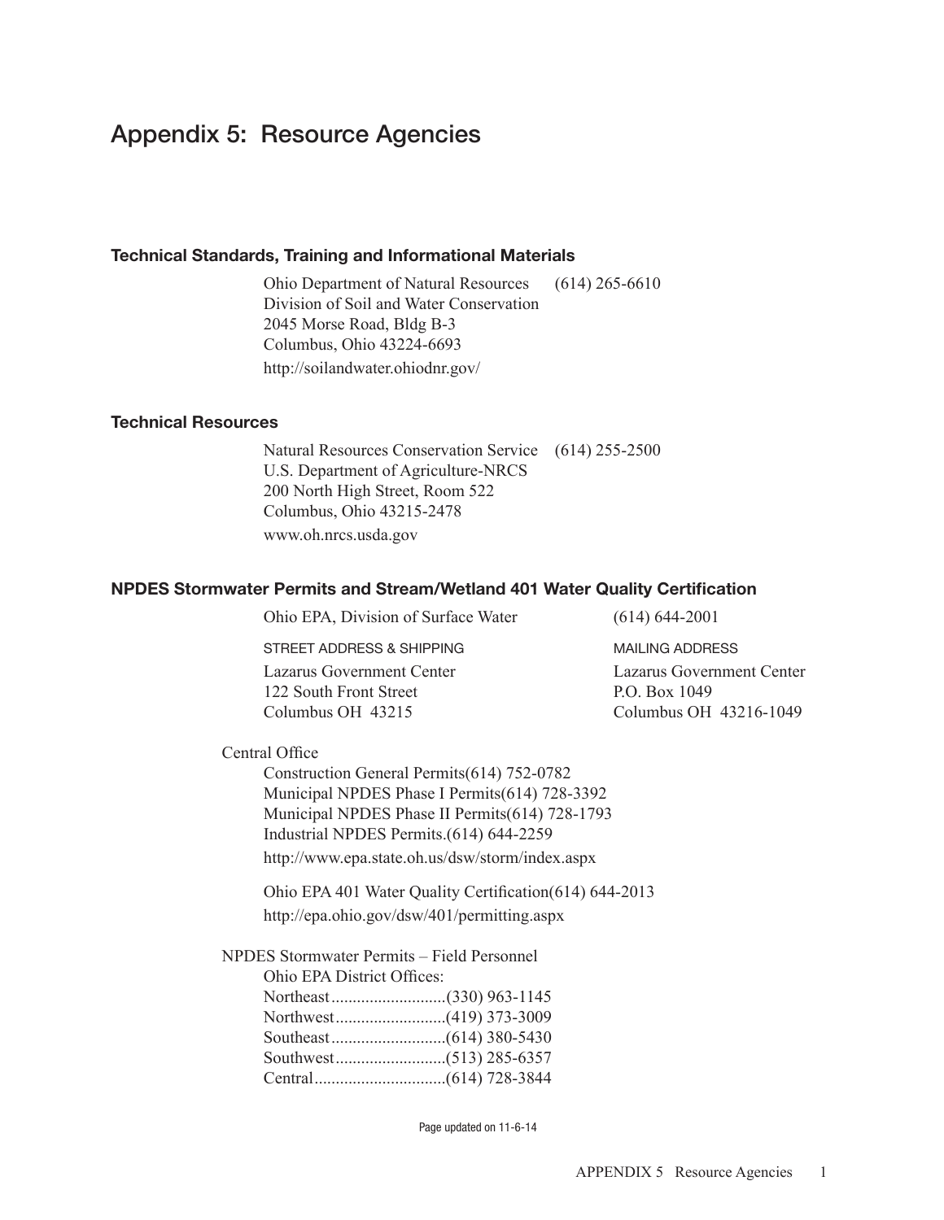# Appendix 5: Resource Agencies

### Technical Standards, Training and Informational Materials

Ohio Department of Natural Resources (614) 265-6610
Division of Soil and Water Conservation
2045 Morse Road, Bldg B-3
Columbus, Ohio 43224-6693
http://soilandwater.ohiodnr.gov/

### Technical Resources

Natural Resources Conservation Service (614) 255-2500
U.S. Department of Agriculture-NRCS
200 North High Street, Room 522
Columbus, Ohio 43215-2478
www.oh.nrcs.usda.gov

### NPDES Stormwater Permits and Stream/Wetland 401 Water Quality Certification

Ohio EPA, Division of Surface Water (614) 644-2001

| STREET ADDRESS & SHIPPING | MAILING ADDRESS |
|---|---|
| Lazarus Government Center | Lazarus Government Center |
| 122 South Front Street | P.O. Box 1049 |
| Columbus OH 43215 | Columbus OH 43216-1049 |

Central Office

Construction General Permits(614) 752-0782
Municipal NPDES Phase I Permits(614) 728-3392
Municipal NPDES Phase II Permits(614) 728-1793
Industrial NPDES Permits.(614) 644-2259
http://www.epa.state.oh.us/dsw/storm/index.aspx

Ohio EPA 401 Water Quality Certification(614) 644-2013
http://epa.ohio.gov/dsw/401/permitting.aspx

NPDES Stormwater Permits – Field Personnel

Ohio EPA District Offices:
Northeast..........................(330) 963-1145
Northwest..........................(419) 373-3009
Southeast..........................(614) 380-5430
Southwest..........................(513) 285-6357
Central..............................(614) 728-3844

Page updated on 11-6-14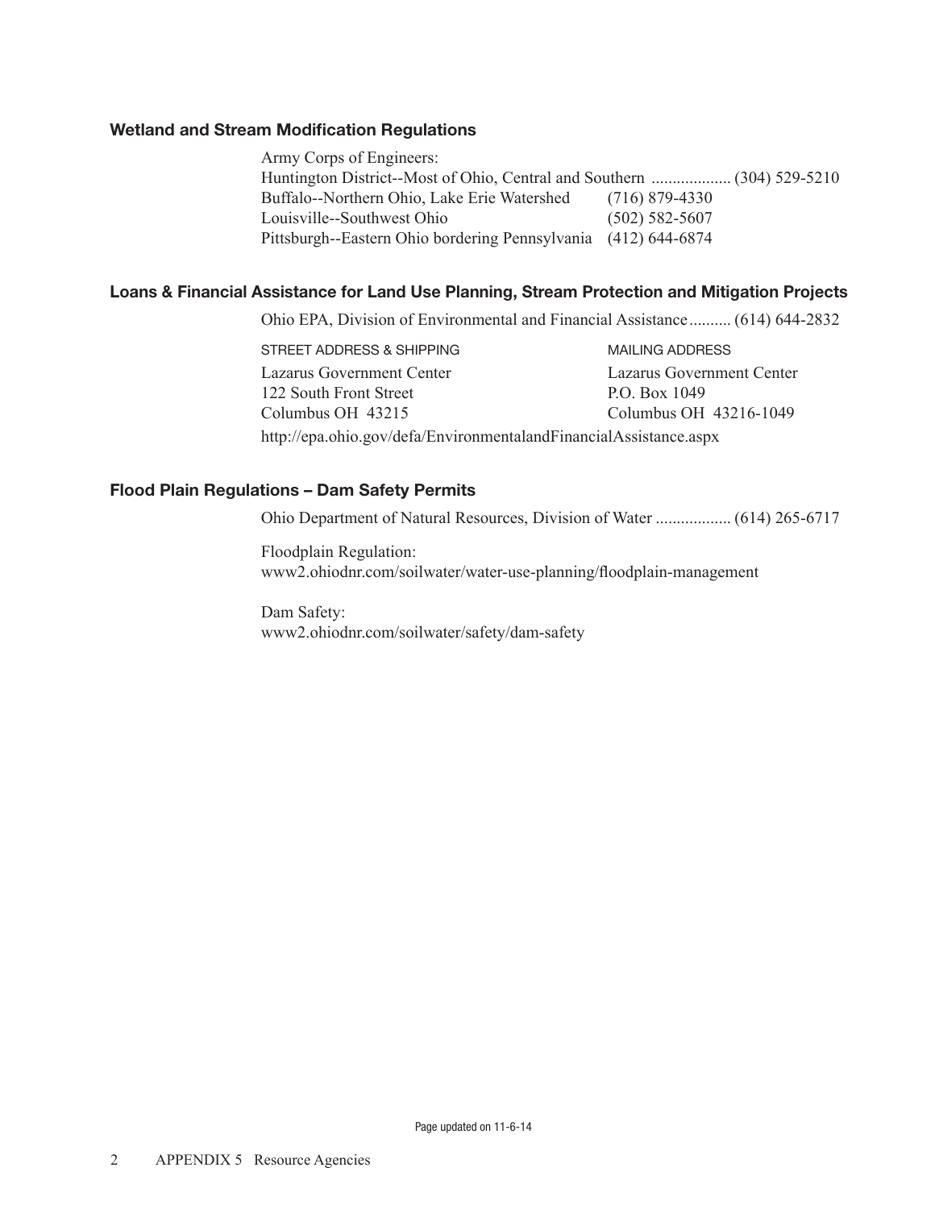### Wetland and Stream Modification Regulations

Army Corps of Engineers:
Huntington District--Most of Ohio, Central and Southern .................. (304) 529-5210
Buffalo--Northern Ohio, Lake Erie Watershed (716) 879-4330
Louisville--Southwest Ohio (502) 582-5607
Pittsburgh--Eastern Ohio bordering Pennsylvania (412) 644-6874

### Loans & Financial Assistance for Land Use Planning, Stream Protection and Mitigation Projects

Ohio EPA, Division of Environmental and Financial Assistance.......... (614) 644-2832

| STREET ADDRESS & SHIPPING | MAILING ADDRESS |
|---|---|
| Lazarus Government Center | Lazarus Government Center |
| 122 South Front Street | P.O. Box 1049 |
| Columbus OH 43215 | Columbus OH 43216-1049 |

http://epa.ohio.gov/defa/EnvironmentalandFinancialAssistance.aspx

### Flood Plain Regulations – Dam Safety Permits

Ohio Department of Natural Resources, Division of Water .................. (614) 265-6717

Floodplain Regulation:
www2.ohiodnr.com/soilwater/water-use-planning/floodplain-management

Dam Safety:
www2.ohiodnr.com/soilwater/safety/dam-safety

Page updated on 11-6-14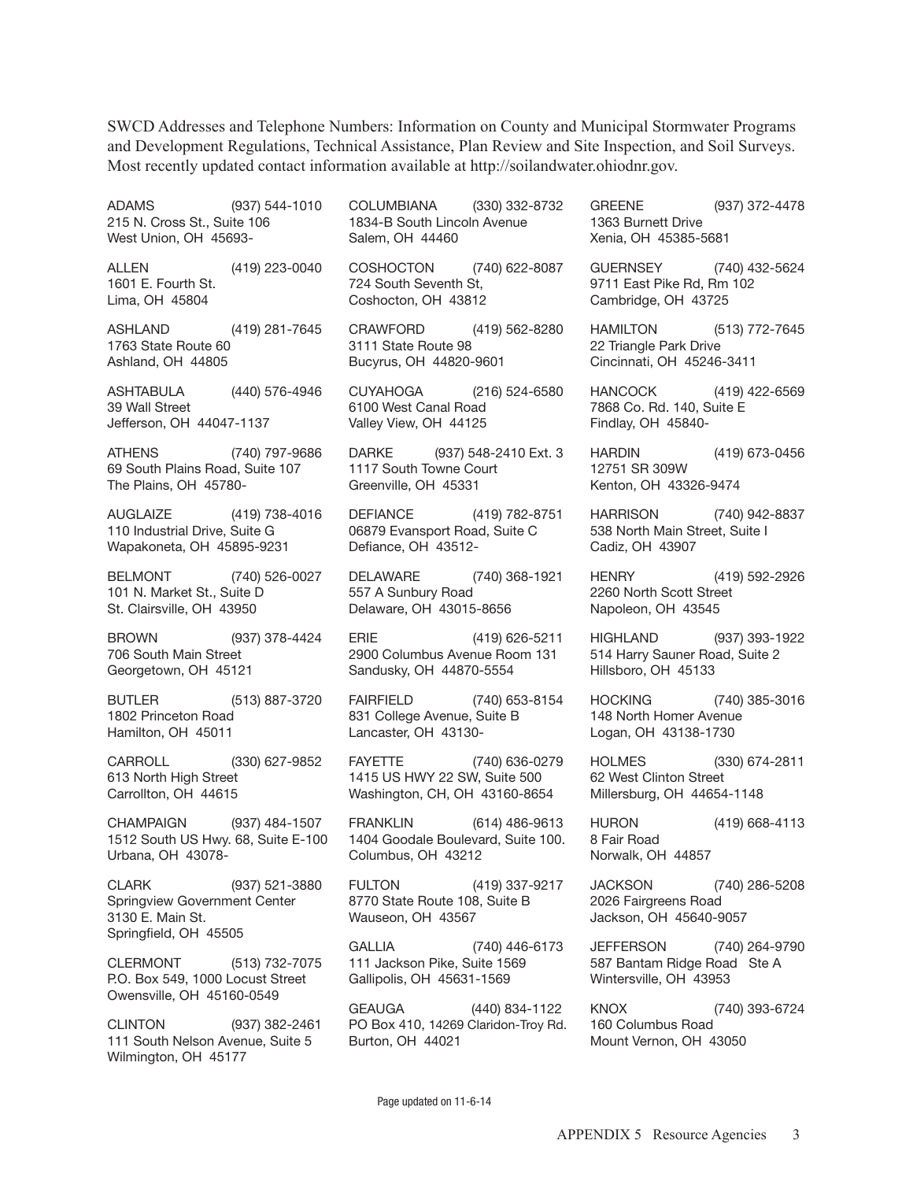SWCD Addresses and Telephone Numbers: Information on County and Municipal Stormwater Programs and Development Regulations, Technical Assistance, Plan Review and Site Inspection, and Soil Surveys. Most recently updated contact information available at http://soilandwater.ohiodnr.gov.

ADAMS (937) 544-1010
215 N. Cross St., Suite 106
West Union, OH 45693-

ALLEN (419) 223-0040
1601 E. Fourth St.
Lima, OH 45804

ASHLAND (419) 281-7645
1763 State Route 60
Ashland, OH 44805

ASHTABULA (440) 576-4946
39 Wall Street
Jefferson, OH 44047-1137

ATHENS (740) 797-9686
69 South Plains Road, Suite 107
The Plains, OH 45780-

AUGLAIZE (419) 738-4016
110 Industrial Drive, Suite G
Wapakoneta, OH 45895-9231

BELMONT (740) 526-0027
101 N. Market St., Suite D
St. Clairsville, OH 43950

BROWN (937) 378-4424
706 South Main Street
Georgetown, OH 45121

BUTLER (513) 887-3720
1802 Princeton Road
Hamilton, OH 45011

CARROLL (330) 627-9852
613 North High Street
Carrollton, OH 44615

CHAMPAIGN (937) 484-1507
1512 South US Hwy. 68, Suite E-100
Urbana, OH 43078-

CLARK (937) 521-3880
Springview Government Center
3130 E. Main St.
Springfield, OH 45505

CLERMONT (513) 732-7075
P.O. Box 549, 1000 Locust Street
Owensville, OH 45160-0549

CLINTON (937) 382-2461
111 South Nelson Avenue, Suite 5
Wilmington, OH 45177

COLUMBIANA (330) 332-8732
1834-B South Lincoln Avenue
Salem, OH 44460

COSHOCTON (740) 622-8087
724 South Seventh St,
Coshocton, OH 43812

CRAWFORD (419) 562-8280
3111 State Route 98
Bucyrus, OH 44820-9601

CUYAHOGA (216) 524-6580
6100 West Canal Road
Valley View, OH 44125

DARKE (937) 548-2410 Ext. 3
1117 South Towne Court
Greenville, OH 45331

DEFIANCE (419) 782-8751
06879 Evansport Road, Suite C
Defiance, OH 43512-

DELAWARE (740) 368-1921
557 A Sunbury Road
Delaware, OH 43015-8656

ERIE (419) 626-5211
2900 Columbus Avenue Room 131
Sandusky, OH 44870-5554

FAIRFIELD (740) 653-8154
831 College Avenue, Suite B
Lancaster, OH 43130-

FAYETTE (740) 636-0279
1415 US HWY 22 SW, Suite 500
Washington, CH, OH 43160-8654

FRANKLIN (614) 486-9613
1404 Goodale Boulevard, Suite 100.
Columbus, OH 43212

FULTON (419) 337-9217
8770 State Route 108, Suite B
Wauseon, OH 43567

GALLIA (740) 446-6173
111 Jackson Pike, Suite 1569
Gallipolis, OH 45631-1569

GEAUGA (440) 834-1122
PO Box 410, 14269 Claridon-Troy Rd.
Burton, OH 44021

GREENE (937) 372-4478
1363 Burnett Drive
Xenia, OH 45385-5681

GUERNSEY (740) 432-5624
9711 East Pike Rd, Rm 102
Cambridge, OH 43725

HAMILTON (513) 772-7645
22 Triangle Park Drive
Cincinnati, OH 45246-3411

HANCOCK (419) 422-6569
7868 Co. Rd. 140, Suite E
Findlay, OH 45840-

HARDIN (419) 673-0456
12751 SR 309W
Kenton, OH 43326-9474

HARRISON (740) 942-8837
538 North Main Street, Suite I
Cadiz, OH 43907

HENRY (419) 592-2926
2260 North Scott Street
Napoleon, OH 43545

HIGHLAND (937) 393-1922
514 Harry Sauner Road, Suite 2
Hillsboro, OH 45133

HOCKING (740) 385-3016
148 North Homer Avenue
Logan, OH 43138-1730

HOLMES (330) 674-2811
62 West Clinton Street
Millersburg, OH 44654-1148

HURON (419) 668-4113
8 Fair Road
Norwalk, OH 44857

JACKSON (740) 286-5208
2026 Fairgreens Road
Jackson, OH 45640-9057

JEFFERSON (740) 264-9790
587 Bantam Ridge Road Ste A
Wintersville, OH 43953

KNOX (740) 393-6724
160 Columbus Road
Mount Vernon, OH 43050

Page updated on 11-6-14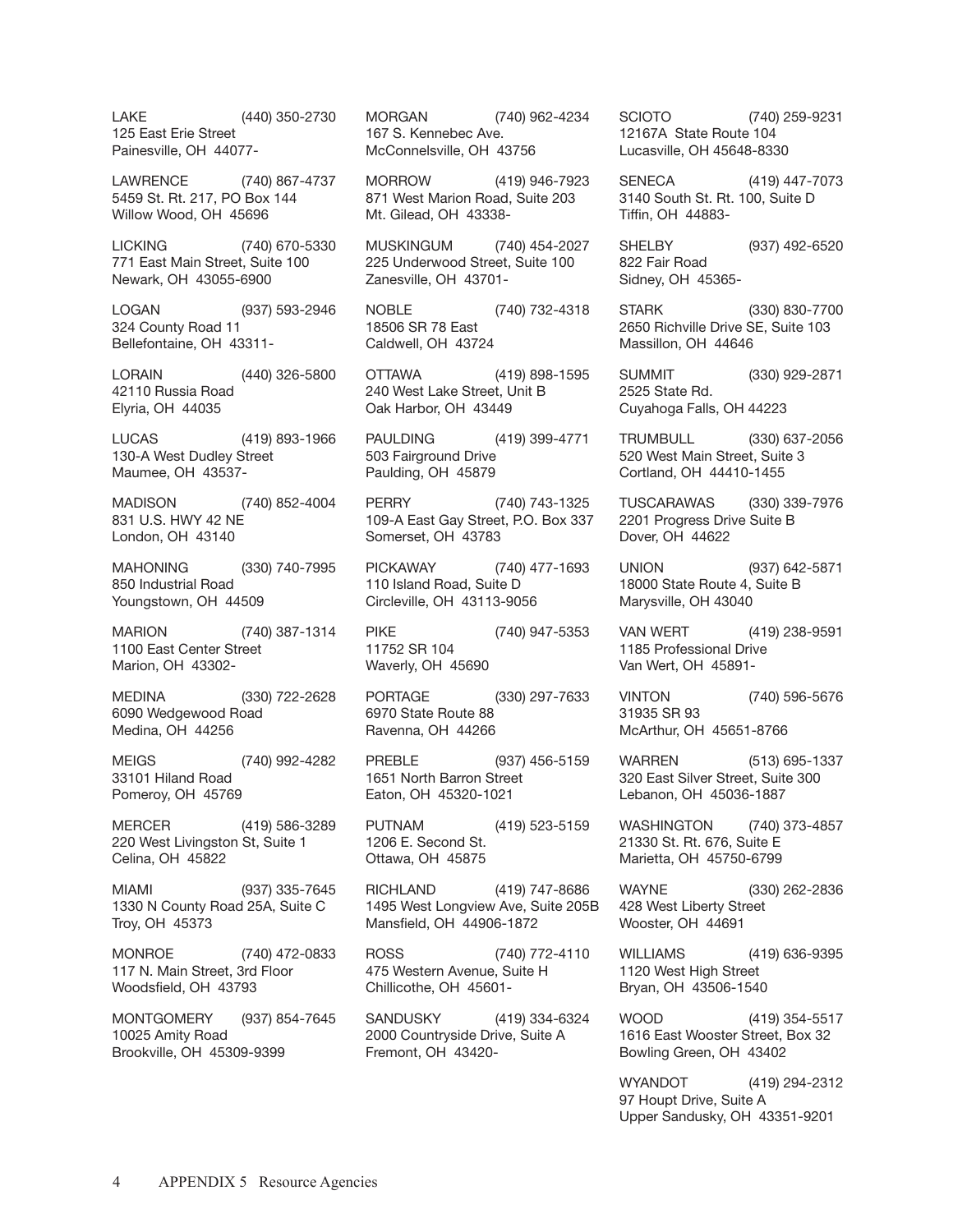LAKE (440) 350-2730
125 East Erie Street
Painesville, OH 44077-

LAWRENCE (740) 867-4737
5459 St. Rt. 217, PO Box 144
Willow Wood, OH 45696

LICKING (740) 670-5330
771 East Main Street, Suite 100
Newark, OH 43055-6900

LOGAN (937) 593-2946
324 County Road 11
Bellefontaine, OH 43311-

LORAIN (440) 326-5800
42110 Russia Road
Elyria, OH 44035

LUCAS (419) 893-1966
130-A West Dudley Street
Maumee, OH 43537-

MADISON (740) 852-4004
831 U.S. HWY 42 NE
London, OH 43140

MAHONING (330) 740-7995
850 Industrial Road
Youngstown, OH 44509

MARION (740) 387-1314
1100 East Center Street
Marion, OH 43302-

MEDINA (330) 722-2628
6090 Wedgewood Road
Medina, OH 44256

MEIGS (740) 992-4282
33101 Hiland Road
Pomeroy, OH 45769

MERCER (419) 586-3289
220 West Livingston St, Suite 1
Celina, OH 45822

MIAMI (937) 335-7645
1330 N County Road 25A, Suite C
Troy, OH 45373

MONROE (740) 472-0833
117 N. Main Street, 3rd Floor
Woodsfield, OH 43793

MONTGOMERY (937) 854-7645
10025 Amity Road
Brookville, OH 45309-9399

MORGAN (740) 962-4234
167 S. Kennebec Ave.
McConnelsville, OH 43756

MORROW (419) 946-7923
871 West Marion Road, Suite 203
Mt. Gilead, OH 43338-

MUSKINGUM (740) 454-2027
225 Underwood Street, Suite 100
Zanesville, OH 43701-

NOBLE (740) 732-4318
18506 SR 78 East
Caldwell, OH 43724

OTTAWA (419) 898-1595
240 West Lake Street, Unit B
Oak Harbor, OH 43449

PAULDING (419) 399-4771
503 Fairground Drive
Paulding, OH 45879

PERRY (740) 743-1325
109-A East Gay Street, P.O. Box 337
Somerset, OH 43783

PICKAWAY (740) 477-1693
110 Island Road, Suite D
Circleville, OH 43113-9056

PIKE (740) 947-5353
11752 SR 104
Waverly, OH 45690

PORTAGE (330) 297-7633
6970 State Route 88
Ravenna, OH 44266

PREBLE (937) 456-5159
1651 North Barron Street
Eaton, OH 45320-1021

PUTNAM (419) 523-5159
1206 E. Second St.
Ottawa, OH 45875

RICHLAND (419) 747-8686
1495 West Longview Ave, Suite 205B
Mansfield, OH 44906-1872

ROSS (740) 772-4110
475 Western Avenue, Suite H
Chillicothe, OH 45601-

SANDUSKY (419) 334-6324
2000 Countryside Drive, Suite A
Fremont, OH 43420-

SCIOTO (740) 259-9231
12167A State Route 104
Lucasville, OH 45648-8330

SENECA (419) 447-7073
3140 South St. Rt. 100, Suite D
Tiffin, OH 44883-

SHELBY (937) 492-6520
822 Fair Road
Sidney, OH 45365-

STARK (330) 830-7700
2650 Richville Drive SE, Suite 103
Massillon, OH 44646

SUMMIT (330) 929-2871
2525 State Rd.
Cuyahoga Falls, OH 44223

TRUMBULL (330) 637-2056
520 West Main Street, Suite 3
Cortland, OH 44410-1455

TUSCARAWAS (330) 339-7976
2201 Progress Drive Suite B
Dover, OH 44622

UNION (937) 642-5871
18000 State Route 4, Suite B
Marysville, OH 43040

VAN WERT (419) 238-9591
1185 Professional Drive
Van Wert, OH 45891-

VINTON (740) 596-5676
31935 SR 93
McArthur, OH 45651-8766

WARREN (513) 695-1337
320 East Silver Street, Suite 300
Lebanon, OH 45036-1887

WASHINGTON (740) 373-4857
21330 St. Rt. 676, Suite E
Marietta, OH 45750-6799

WAYNE (330) 262-2836
428 West Liberty Street
Wooster, OH 44691

WILLIAMS (419) 636-9395
1120 West High Street
Bryan, OH 43506-1540

WOOD (419) 354-5517
1616 East Wooster Street, Box 32
Bowling Green, OH 43402

WYANDOT (419) 294-2312
97 Houpt Drive, Suite A
Upper Sandusky, OH 43351-9201